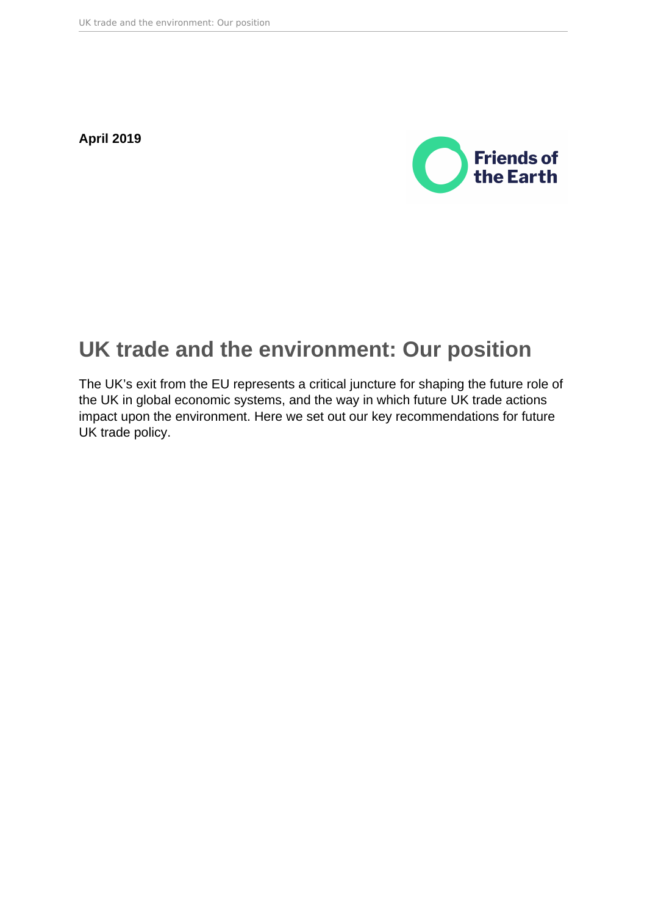**April 2019**

# UK trade and the environment: Our position

The UK's exit from the EU represents a critical juncture for shaping the future role of the UK in global economic systems, and the way in which future UK trade actions impact upon the environment. Here we set out our key recommendations for future UK trade policy.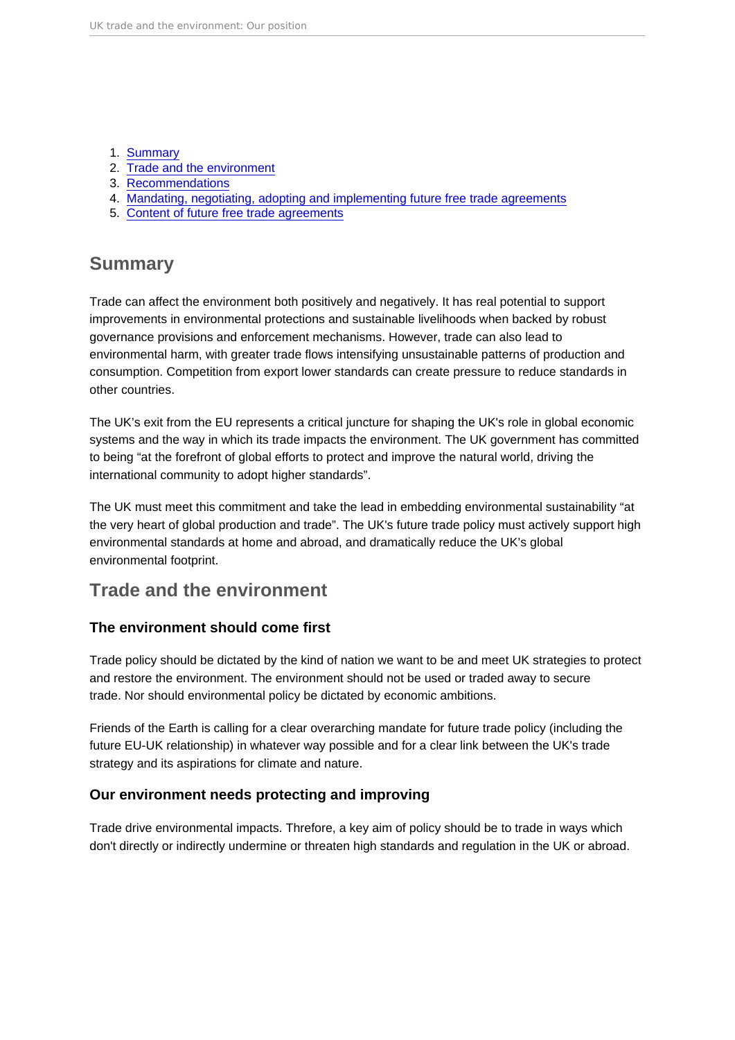1. Summary
2. Trade and the environment
3. Recommendations
4. Mandating, negotiating, adopting and implementing future free trade agreements
5. Content of future free trade agreements

## Summary

Trade can affect the environment both positively and negatively. It has real potential to support improvements in environmental protections and sustainable livelihoods when backed by robust governance provisions and enforcement mechanisms. However, trade can also lead to environmental harm, with greater trade flows intensifying unsustainable patterns of production and consumption. Competition from export lower standards can create pressure to reduce standards in other countries.

The UK's exit from the EU represents a critical juncture for shaping the UK's role in global economic systems and the way in which its trade impacts the environment. The UK government has committed to being "at the forefront of global efforts to protect and improve the natural world, driving the international community to adopt higher standards".

The UK must meet this commitment and take the lead in embedding environmental sustainability "at the very heart of global production and trade". The UK's future trade policy must actively support high environmental standards at home and abroad, and dramatically reduce the UK's global environmental footprint.

## Trade and the environment

### The environment should come first

Trade policy should be dictated by the kind of nation we want to be and meet UK strategies to protect and restore the environment. The environment should not be used or traded away to secure trade. Nor should environmental policy be dictated by economic ambitions.

Friends of the Earth is calling for a clear overarching mandate for future trade policy (including the future EU-UK relationship) in whatever way possible and for a clear link between the UK's trade strategy and its aspirations for climate and nature.

### Our environment needs protecting and improving

Trade drive environmental impacts. Threfore, a key aim of policy should be to trade in ways which don't directly or indirectly undermine or threaten high standards and regulation in the UK or abroad.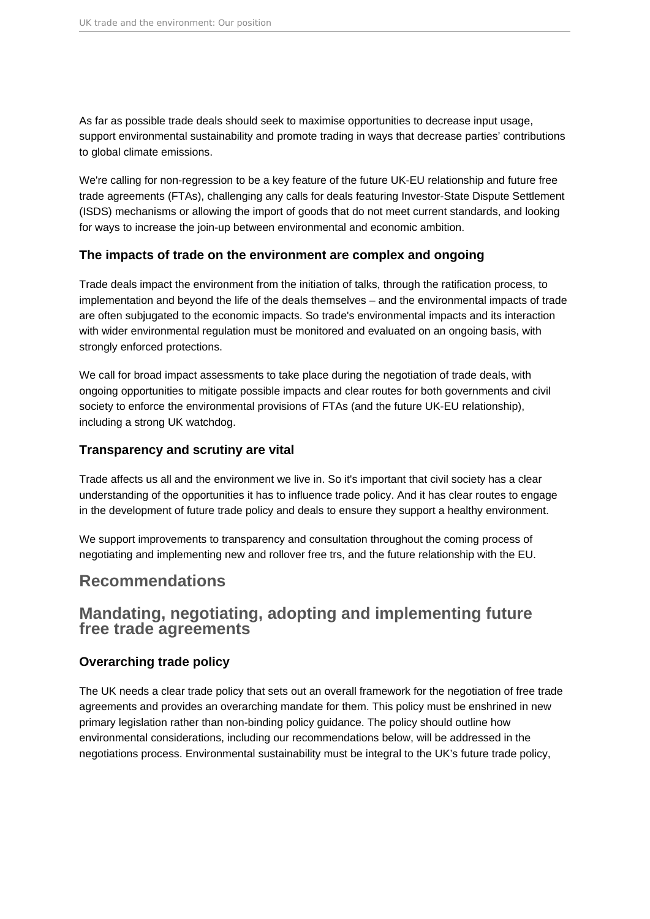As far as possible trade deals should seek to maximise opportunities to decrease input usage, support environmental sustainability and promote trading in ways that decrease parties' contributions to global climate emissions.

We're calling for non-regression to be a key feature of the future UK-EU relationship and future free trade agreements (FTAs), challenging any calls for deals featuring Investor-State Dispute Settlement (ISDS) mechanisms or allowing the import of goods that do not meet current standards, and looking for ways to increase the join-up between environmental and economic ambition.

### The impacts of trade on the environment are complex and ongoing

Trade deals impact the environment from the initiation of talks, through the ratification process, to implementation and beyond the life of the deals themselves – and the environmental impacts of trade are often subjugated to the economic impacts. So trade's environmental impacts and its interaction with wider environmental regulation must be monitored and evaluated on an ongoing basis, with strongly enforced protections.

We call for broad impact assessments to take place during the negotiation of trade deals, with ongoing opportunities to mitigate possible impacts and clear routes for both governments and civil society to enforce the environmental provisions of FTAs (and the future UK-EU relationship), including a strong UK watchdog.

### Transparency and scrutiny are vital

Trade affects us all and the environment we live in. So it's important that civil society has a clear understanding of the opportunities it has to influence trade policy. And it has clear routes to engage in the development of future trade policy and deals to ensure they support a healthy environment.

We support improvements to transparency and consultation throughout the coming process of negotiating and implementing new and rollover free trs, and the future relationship with the EU.

## Recommendations

## Mandating, negotiating, adopting and implementing future free trade agreements

### Overarching trade policy

The UK needs a clear trade policy that sets out an overall framework for the negotiation of free trade agreements and provides an overarching mandate for them. This policy must be enshrined in new primary legislation rather than non-binding policy guidance. The policy should outline how environmental considerations, including our recommendations below, will be addressed in the negotiations process. Environmental sustainability must be integral to the UK's future trade policy,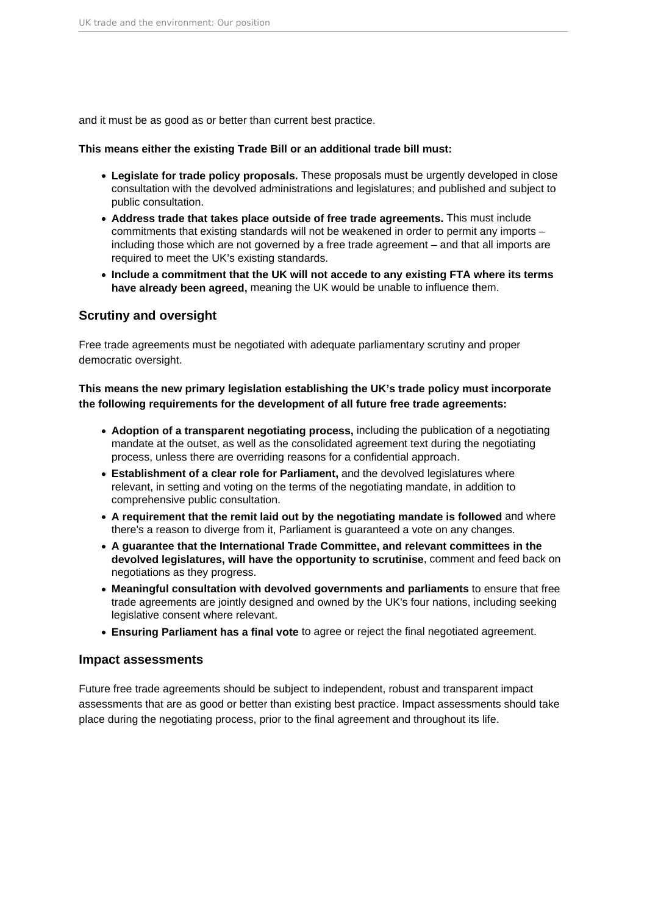and it must be as good as or better than current best practice.

**This means either the existing Trade Bill or an additional trade bill must:**

- **Legislate for trade policy proposals.** These proposals must be urgently developed in close consultation with the devolved administrations and legislatures; and published and subject to public consultation.
- **Address trade that takes place outside of free trade agreements.** This must include commitments that existing standards will not be weakened in order to permit any imports – including those which are not governed by a free trade agreement – and that all imports are required to meet the UK's existing standards.
- **Include a commitment that the UK will not accede to any existing FTA where its terms have already been agreed,** meaning the UK would be unable to influence them.

## Scrutiny and oversight

Free trade agreements must be negotiated with adequate parliamentary scrutiny and proper democratic oversight.

**This means the new primary legislation establishing the UK's trade policy must incorporate the following requirements for the development of all future free trade agreements:**

- **Adoption of a transparent negotiating process,** including the publication of a negotiating mandate at the outset, as well as the consolidated agreement text during the negotiating process, unless there are overriding reasons for a confidential approach.
- **Establishment of a clear role for Parliament,** and the devolved legislatures where relevant, in setting and voting on the terms of the negotiating mandate, in addition to comprehensive public consultation.
- **A requirement that the remit laid out by the negotiating mandate is followed** and where there's a reason to diverge from it, Parliament is guaranteed a vote on any changes.
- **A guarantee that the International Trade Committee, and relevant committees in the devolved legislatures, will have the opportunity to scrutinise**, comment and feed back on negotiations as they progress.
- **Meaningful consultation with devolved governments and parliaments** to ensure that free trade agreements are jointly designed and owned by the UK's four nations, including seeking legislative consent where relevant.
- **Ensuring Parliament has a final vote** to agree or reject the final negotiated agreement.

## Impact assessments

Future free trade agreements should be subject to independent, robust and transparent impact assessments that are as good or better than existing best practice. Impact assessments should take place during the negotiating process, prior to the final agreement and throughout its life.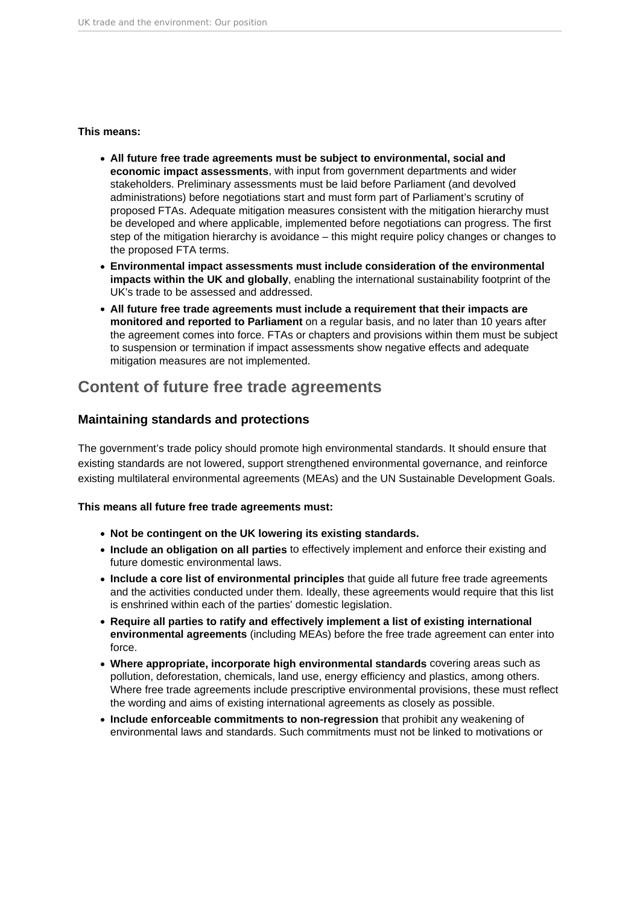**This means:**

- **All future free trade agreements must be subject to environmental, social and economic impact assessments**, with input from government departments and wider stakeholders. Preliminary assessments must be laid before Parliament (and devolved administrations) before negotiations start and must form part of Parliament's scrutiny of proposed FTAs. Adequate mitigation measures consistent with the mitigation hierarchy must be developed and where applicable, implemented before negotiations can progress. The first step of the mitigation hierarchy is avoidance – this might require policy changes or changes to the proposed FTA terms.
- **Environmental impact assessments must include consideration of the environmental impacts within the UK and globally**, enabling the international sustainability footprint of the UK's trade to be assessed and addressed.
- **All future free trade agreements must include a requirement that their impacts are monitored and reported to Parliament** on a regular basis, and no later than 10 years after the agreement comes into force. FTAs or chapters and provisions within them must be subject to suspension or termination if impact assessments show negative effects and adequate mitigation measures are not implemented.

## Content of future free trade agreements

### Maintaining standards and protections

The government's trade policy should promote high environmental standards. It should ensure that existing standards are not lowered, support strengthened environmental governance, and reinforce existing multilateral environmental agreements (MEAs) and the UN Sustainable Development Goals.

**This means all future free trade agreements must:**

- **Not be contingent on the UK lowering its existing standards.**
- **Include an obligation on all parties** to effectively implement and enforce their existing and future domestic environmental laws.
- **Include a core list of environmental principles** that guide all future free trade agreements and the activities conducted under them. Ideally, these agreements would require that this list is enshrined within each of the parties' domestic legislation.
- **Require all parties to ratify and effectively implement a list of existing international environmental agreements** (including MEAs) before the free trade agreement can enter into force.
- **Where appropriate, incorporate high environmental standards** covering areas such as pollution, deforestation, chemicals, land use, energy efficiency and plastics, among others. Where free trade agreements include prescriptive environmental provisions, these must reflect the wording and aims of existing international agreements as closely as possible.
- **Include enforceable commitments to non-regression** that prohibit any weakening of environmental laws and standards. Such commitments must not be linked to motivations or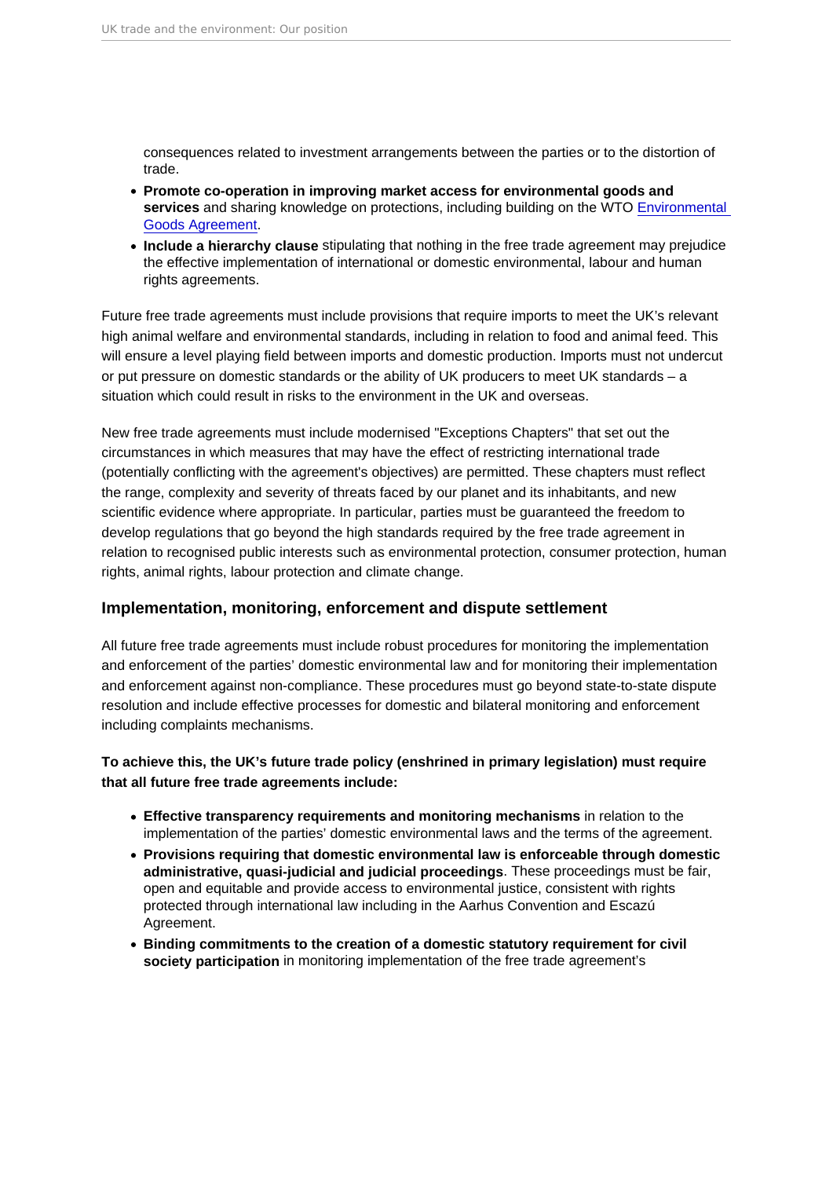consequences related to investment arrangements between the parties or to the distortion of trade.

- **Promote co-operation in improving market access for environmental goods and services** and sharing knowledge on protections, including building on the WTO [Environmental Goods Agreement](#).
- **Include a hierarchy clause** stipulating that nothing in the free trade agreement may prejudice the effective implementation of international or domestic environmental, labour and human rights agreements.

Future free trade agreements must include provisions that require imports to meet the UK's relevant high animal welfare and environmental standards, including in relation to food and animal feed. This will ensure a level playing field between imports and domestic production. Imports must not undercut or put pressure on domestic standards or the ability of UK producers to meet UK standards – a situation which could result in risks to the environment in the UK and overseas.

New free trade agreements must include modernised "Exceptions Chapters" that set out the circumstances in which measures that may have the effect of restricting international trade (potentially conflicting with the agreement's objectives) are permitted. These chapters must reflect the range, complexity and severity of threats faced by our planet and its inhabitants, and new scientific evidence where appropriate. In particular, parties must be guaranteed the freedom to develop regulations that go beyond the high standards required by the free trade agreement in relation to recognised public interests such as environmental protection, consumer protection, human rights, animal rights, labour protection and climate change.

## Implementation, monitoring, enforcement and dispute settlement

All future free trade agreements must include robust procedures for monitoring the implementation and enforcement of the parties' domestic environmental law and for monitoring their implementation and enforcement against non-compliance. These procedures must go beyond state-to-state dispute resolution and include effective processes for domestic and bilateral monitoring and enforcement including complaints mechanisms.

**To achieve this, the UK's future trade policy (enshrined in primary legislation) must require that all future free trade agreements include:**

- **Effective transparency requirements and monitoring mechanisms** in relation to the implementation of the parties' domestic environmental laws and the terms of the agreement.
- **Provisions requiring that domestic environmental law is enforceable through domestic administrative, quasi-judicial and judicial proceedings**. These proceedings must be fair, open and equitable and provide access to environmental justice, consistent with rights protected through international law including in the Aarhus Convention and Escazú Agreement.
- **Binding commitments to the creation of a domestic statutory requirement for civil society participation** in monitoring implementation of the free trade agreement's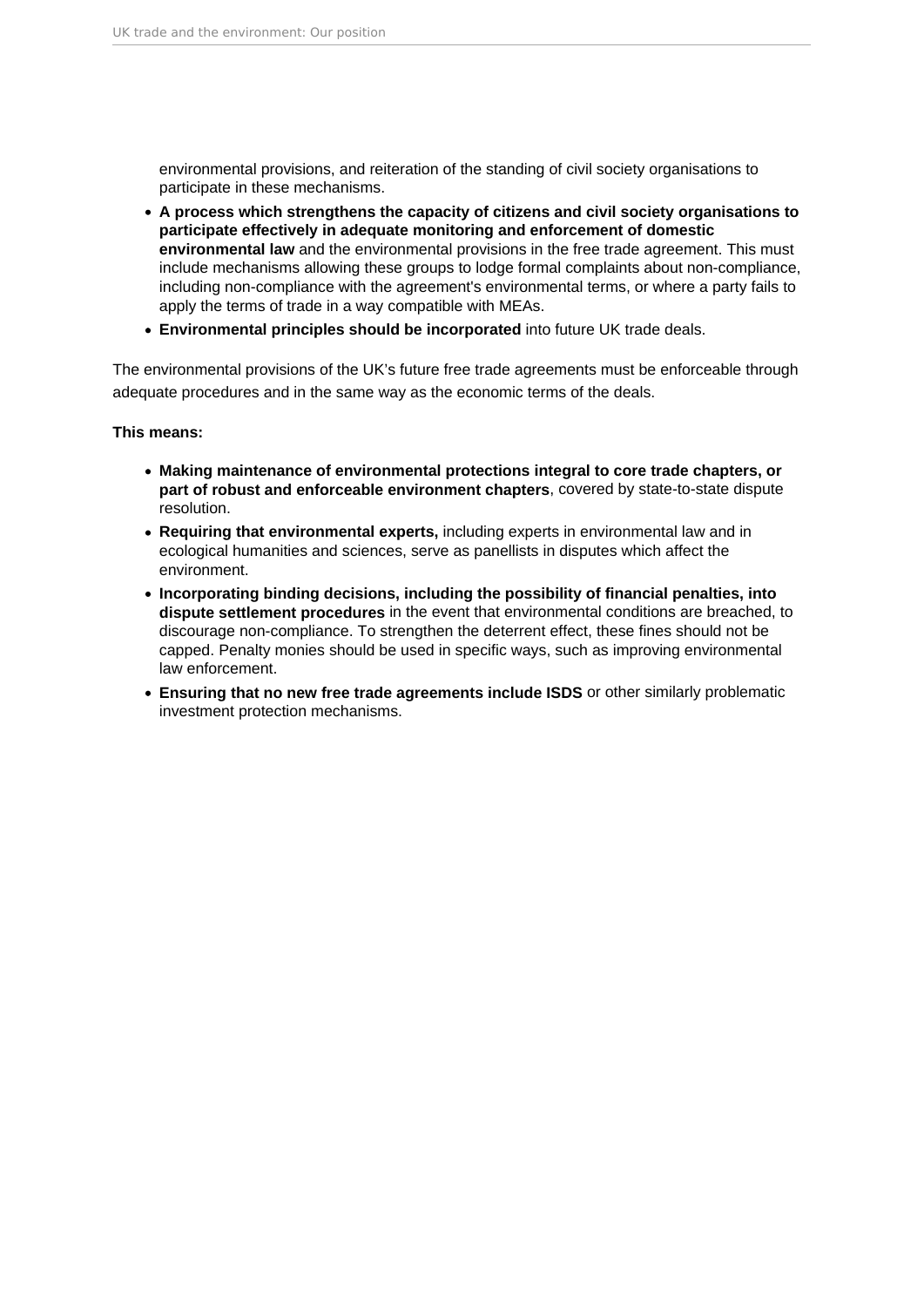environmental provisions, and reiteration of the standing of civil society organisations to participate in these mechanisms.

- **A process which strengthens the capacity of citizens and civil society organisations to participate effectively in adequate monitoring and enforcement of domestic environmental law** and the environmental provisions in the free trade agreement. This must include mechanisms allowing these groups to lodge formal complaints about non-compliance, including non-compliance with the agreement's environmental terms, or where a party fails to apply the terms of trade in a way compatible with MEAs.
- **Environmental principles should be incorporated** into future UK trade deals.

The environmental provisions of the UK's future free trade agreements must be enforceable through adequate procedures and in the same way as the economic terms of the deals.

**This means:**

- **Making maintenance of environmental protections integral to core trade chapters, or part of robust and enforceable environment chapters**, covered by state-to-state dispute resolution.
- **Requiring that environmental experts,** including experts in environmental law and in ecological humanities and sciences, serve as panellists in disputes which affect the environment.
- **Incorporating binding decisions, including the possibility of financial penalties, into dispute settlement procedures** in the event that environmental conditions are breached, to discourage non-compliance. To strengthen the deterrent effect, these fines should not be capped. Penalty monies should be used in specific ways, such as improving environmental law enforcement.
- **Ensuring that no new free trade agreements include ISDS** or other similarly problematic investment protection mechanisms.